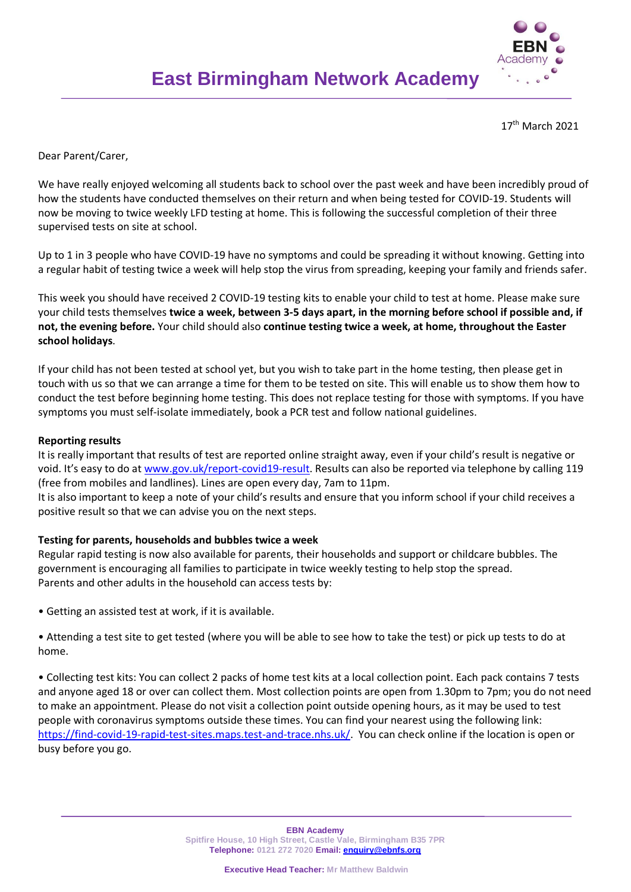# East Birmingham Network Academy

17th March 2021

Dear Parent/Carer,

We have really enjoyed welcoming all students back to school over the past week and have been incredibly proud of how the students have conducted themselves on their return and when being tested for COVID-19. Students will now be moving to twice weekly LFD testing at home. This is following the successful completion of their three supervised tests on site at school.

Up to 1 in 3 people who have COVID-19 have no symptoms and could be spreading it without knowing. Getting into a regular habit of testing twice a week will help stop the virus from spreading, keeping your family and friends safer.

This week you should have received 2 COVID-19 testing kits to enable your child to test at home. Please make sure your child tests themselves **twice a week, between 3-5 days apart, in the morning before school if possible and, if not, the evening before.** Your child should also **continue testing twice a week, at home, throughout the Easter school holidays**.

If your child has not been tested at school yet, but you wish to take part in the home testing, then please get in touch with us so that we can arrange a time for them to be tested on site. This will enable us to show them how to conduct the test before beginning home testing. This does not replace testing for those with symptoms. If you have symptoms you must self-isolate immediately, book a PCR test and follow national guidelines.

**Reporting results**

It is really important that results of test are reported online straight away, even if your child's result is negative or void. It's easy to do at www.gov.uk/report-covid19-result. Results can also be reported via telephone by calling 119 (free from mobiles and landlines). Lines are open every day, 7am to 11pm.

It is also important to keep a note of your child's results and ensure that you inform school if your child receives a positive result so that we can advise you on the next steps.

**Testing for parents, households and bubbles twice a week**

Regular rapid testing is now also available for parents, their households and support or childcare bubbles. The government is encouraging all families to participate in twice weekly testing to help stop the spread.

Parents and other adults in the household can access tests by:

- Getting an assisted test at work, if it is available.
- Attending a test site to get tested (where you will be able to see how to take the test) or pick up tests to do at home.
- Collecting test kits: You can collect 2 packs of home test kits at a local collection point. Each pack contains 7 tests and anyone aged 18 or over can collect them. Most collection points are open from 1.30pm to 7pm; you do not need to make an appointment. Please do not visit a collection point outside opening hours, as it may be used to test people with coronavirus symptoms outside these times. You can find your nearest using the following link: https://find-covid-19-rapid-test-sites.maps.test-and-trace.nhs.uk/. You can check online if the location is open or busy before you go.

**EBN Academy**
Spitfire House, 10 High Street, Castle Vale, Birmingham B35 7PR
**Telephone:** 0121 272 7020 **Email:** enquiry@ebnfs.org

**Executive Head Teacher:** Mr Matthew Baldwin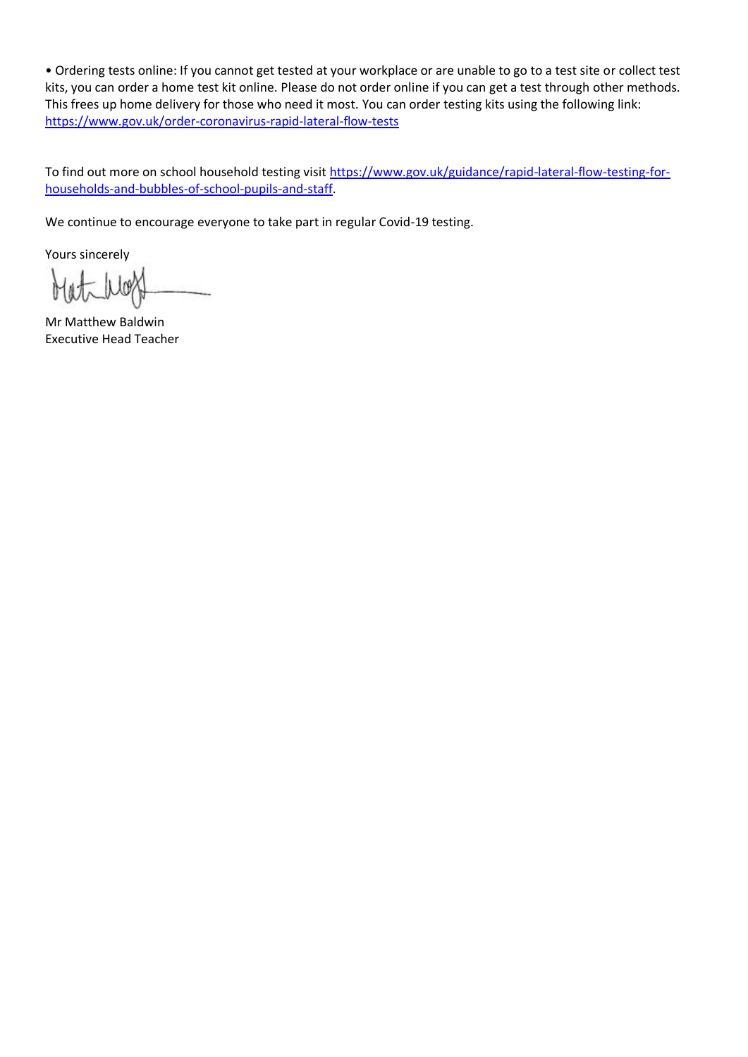- Ordering tests online: If you cannot get tested at your workplace or are unable to go to a test site or collect test kits, you can order a home test kit online. Please do not order online if you can get a test through other methods. This frees up home delivery for those who need it most. You can order testing kits using the following link: https://www.gov.uk/order-coronavirus-rapid-lateral-flow-tests

To find out more on school household testing visit https://www.gov.uk/guidance/rapid-lateral-flow-testing-for-households-and-bubbles-of-school-pupils-and-staff.

We continue to encourage everyone to take part in regular Covid-19 testing.

Yours sincerely

Mr Matthew Baldwin
Executive Head Teacher